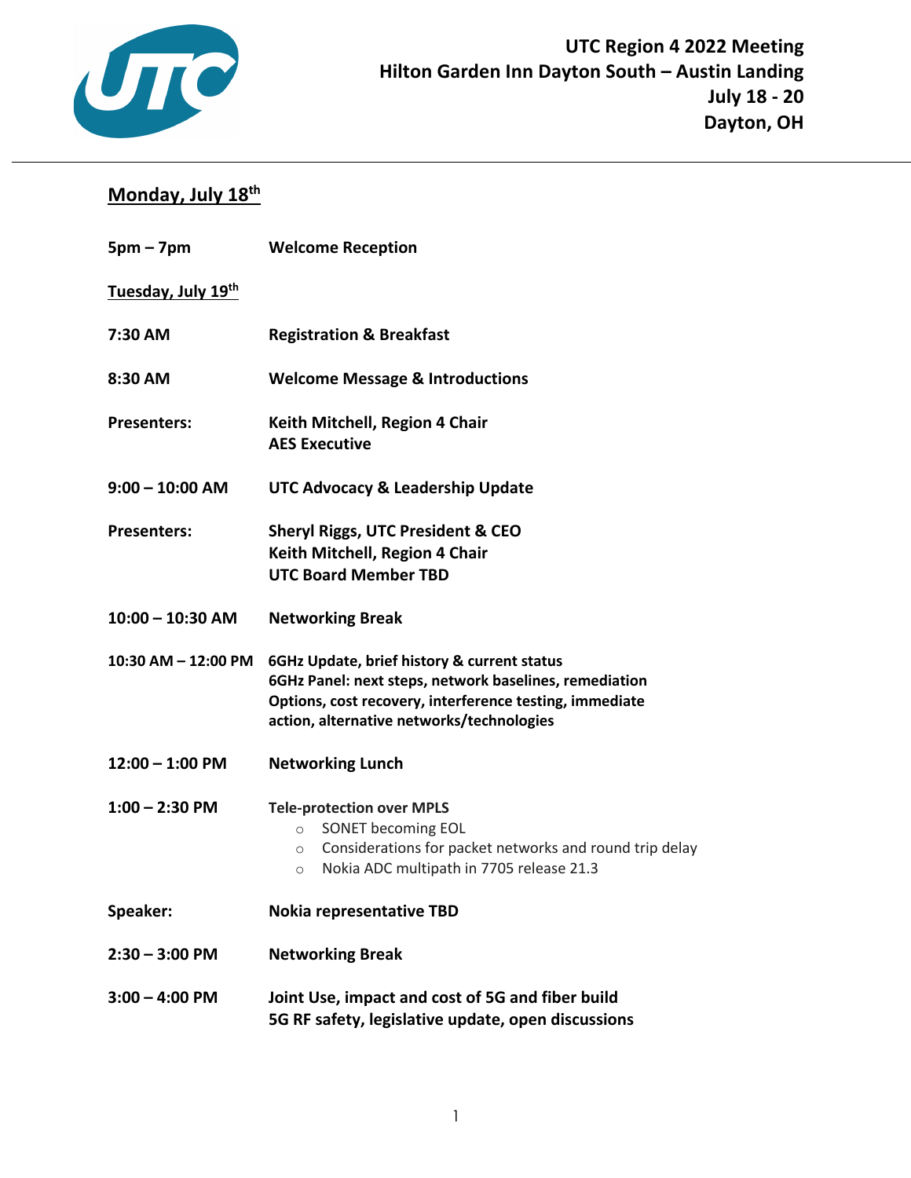# UTC Region 4 2022 Meeting
## Hilton Garden Inn Dayton South – Austin Landing
## July 18 - 20
## Dayton, OH

---

## Monday, July 18th

**5pm – 7pm** **Welcome Reception**

## Tuesday, July 19th

**7:30 AM** **Registration & Breakfast**

**8:30 AM** **Welcome Message & Introductions**

**Presenters:** **Keith Mitchell, Region 4 Chair**
**AES Executive**

**9:00 – 10:00 AM** **UTC Advocacy & Leadership Update**

**Presenters:** **Sheryl Riggs, UTC President & CEO**
**Keith Mitchell, Region 4 Chair**
**UTC Board Member TBD**

**10:00 – 10:30 AM** **Networking Break**

**10:30 AM – 12:00 PM** **6GHz Update, brief history & current status**
**6GHz Panel: next steps, network baselines, remediation Options, cost recovery, interference testing, immediate action, alternative networks/technologies**

**12:00 – 1:00 PM** **Networking Lunch**

**1:00 – 2:30 PM** **Tele-protection over MPLS**

- SONET becoming EOL
- Considerations for packet networks and round trip delay
- Nokia ADC multipath in 7705 release 21.3

**Speaker:** **Nokia representative TBD**

**2:30 – 3:00 PM** **Networking Break**

**3:00 – 4:00 PM** **Joint Use, impact and cost of 5G and fiber build**
**5G RF safety, legislative update, open discussions**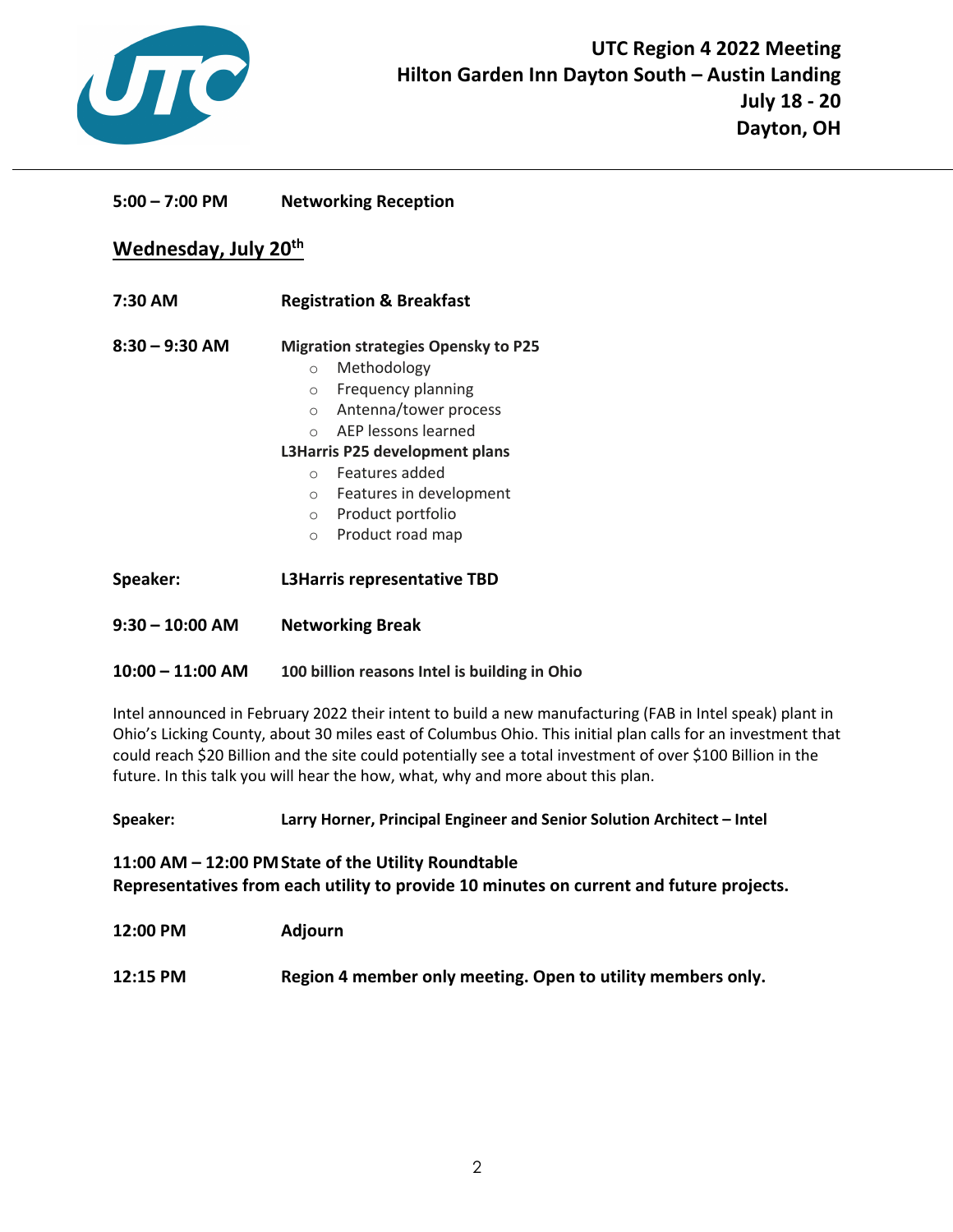**UTC Region 4 2022 Meeting**
**Hilton Garden Inn Dayton South – Austin Landing**
**July 18 - 20**
**Dayton, OH**

---

**5:00 – 7:00 PM** **Networking Reception**

## Wednesday, July 20th

**7:30 AM** **Registration & Breakfast**

**8:30 – 9:30 AM** **Migration strategies Opensky to P25**

- Methodology
- Frequency planning
- Antenna/tower process
- AEP lessons learned

**L3Harris P25 development plans**

- Features added
- Features in development
- Product portfolio
- Product road map

**Speaker:** **L3Harris representative TBD**

**9:30 – 10:00 AM** **Networking Break**

**10:00 – 11:00 AM** **100 billion reasons Intel is building in Ohio**

Intel announced in February 2022 their intent to build a new manufacturing (FAB in Intel speak) plant in Ohio's Licking County, about 30 miles east of Columbus Ohio. This initial plan calls for an investment that could reach $20 Billion and the site could potentially see a total investment of over $100 Billion in the future. In this talk you will hear the how, what, why and more about this plan.

**Speaker:** **Larry Horner, Principal Engineer and Senior Solution Architect – Intel**

**11:00 AM – 12:00 PM State of the Utility Roundtable**
**Representatives from each utility to provide 10 minutes on current and future projects.**

**12:00 PM** **Adjourn**

**12:15 PM** **Region 4 member only meeting. Open to utility members only.**